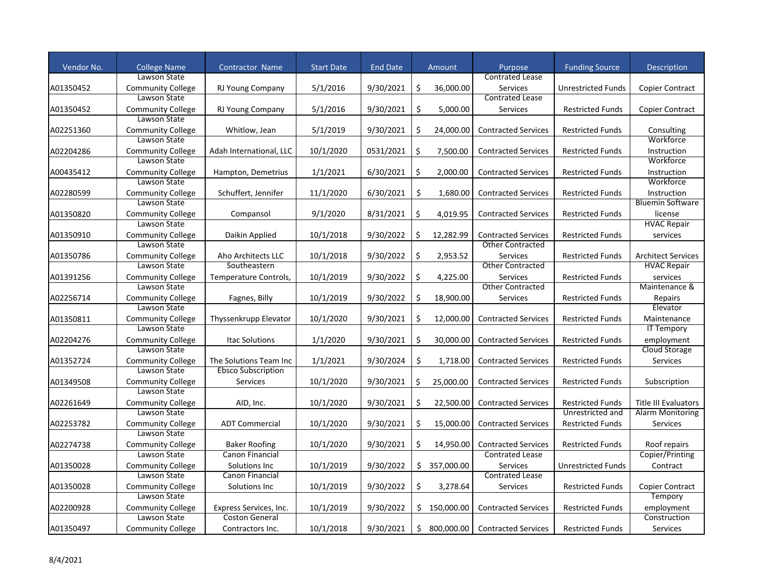| Vendor No. | College Name | Contractor Name | Start Date | End Date | Amount | Purpose | Funding Source | Description |
|---|---|---|---|---|---|---|---|---|
| A01350452 | Lawson State Community College | RJ Young Company | 5/1/2016 | 9/30/2021 | $ 36,000.00 | Contrated Lease Services | Unrestricted Funds | Copier Contract |
| A01350452 | Lawson State Community College | RJ Young Company | 5/1/2016 | 9/30/2021 | $ 5,000.00 | Contrated Lease Services | Restricted Funds | Copier Contract |
| A02251360 | Lawson State Community College | Whitlow, Jean | 5/1/2019 | 9/30/2021 | $ 24,000.00 | Contracted Services | Restricted Funds | Consulting |
| A02204286 | Lawson State Community College | Adah International, LLC | 10/1/2020 | 0531/2021 | $ 7,500.00 | Contracted Services | Restricted Funds | Workforce Instruction |
| A00435412 | Lawson State Community College | Hampton, Demetrius | 1/1/2021 | 6/30/2021 | $ 2,000.00 | Contracted Services | Restricted Funds | Workforce Instruction |
| A02280599 | Lawson State Community College | Schuffert, Jennifer | 11/1/2020 | 6/30/2021 | $ 1,680.00 | Contracted Services | Restricted Funds | Workforce Instruction |
| A01350820 | Lawson State Community College | Compansol | 9/1/2020 | 8/31/2021 | $ 4,019.95 | Contracted Services | Restricted Funds | Bluemin Software license |
| A01350910 | Lawson State Community College | Daikin Applied | 10/1/2018 | 9/30/2022 | $ 12,282.99 | Contracted Services | Restricted Funds | HVAC Repair services |
| A01350786 | Lawson State Community College | Aho Architects LLC | 10/1/2018 | 9/30/2022 | $ 2,953.52 | Other Contracted Services | Restricted Funds | Architect Services |
| A01391256 | Lawson State Community College | Southeastern Temperature Controls, | 10/1/2019 | 9/30/2022 | $ 4,225.00 | Other Contracted Services | Restricted Funds | HVAC Repair services |
| A02256714 | Lawson State Community College | Fagnes, Billy | 10/1/2019 | 9/30/2022 | $ 18,900.00 | Other Contracted Services | Restricted Funds | Maintenance & Repairs |
| A01350811 | Lawson State Community College | Thyssenkrupp Elevator | 10/1/2020 | 9/30/2021 | $ 12,000.00 | Contracted Services | Restricted Funds | Elevator Maintenance |
| A02204276 | Lawson State Community College | Itac Solutions | 1/1/2020 | 9/30/2021 | $ 30,000.00 | Contracted Services | Restricted Funds | IT Tempory employment |
| A01352724 | Lawson State Community College | The Solutions Team Inc | 1/1/2021 | 9/30/2024 | $ 1,718.00 | Contracted Services | Restricted Funds | Cloud Storage Services |
| A01349508 | Lawson State Community College | Ebsco Subscription Services | 10/1/2020 | 9/30/2021 | $ 25,000.00 | Contracted Services | Restricted Funds | Subscription |
| A02261649 | Lawson State Community College | AID, Inc. | 10/1/2020 | 9/30/2021 | $ 22,500.00 | Contracted Services | Restricted Funds | Title III Evaluators |
| A02253782 | Lawson State Community College | ADT Commercial | 10/1/2020 | 9/30/2021 | $ 15,000.00 | Contracted Services | Unrestricted and Restricted Funds | Alarm Monitoring Services |
| A02274738 | Lawson State Community College | Baker Roofing | 10/1/2020 | 9/30/2021 | $ 14,950.00 | Contracted Services | Restricted Funds | Roof repairs |
| A01350028 | Lawson State Community College | Canon Financial Solutions Inc | 10/1/2019 | 9/30/2022 | $ 357,000.00 | Contrated Lease Services | Unrestricted Funds | Copier/Printing Contract |
| A01350028 | Lawson State Community College | Canon Financial Solutions Inc | 10/1/2019 | 9/30/2022 | $ 3,278.64 | Contrated Lease Services | Restricted Funds | Copier Contract |
| A02200928 | Lawson State Community College | Express Services, Inc. | 10/1/2019 | 9/30/2022 | $ 150,000.00 | Contracted Services | Restricted Funds | Tempory employment |
| A01350497 | Lawson State Community College | Coston General Contractors Inc. | 10/1/2018 | 9/30/2021 | $ 800,000.00 | Contracted Services | Restricted Funds | Construction Services |

8/4/2021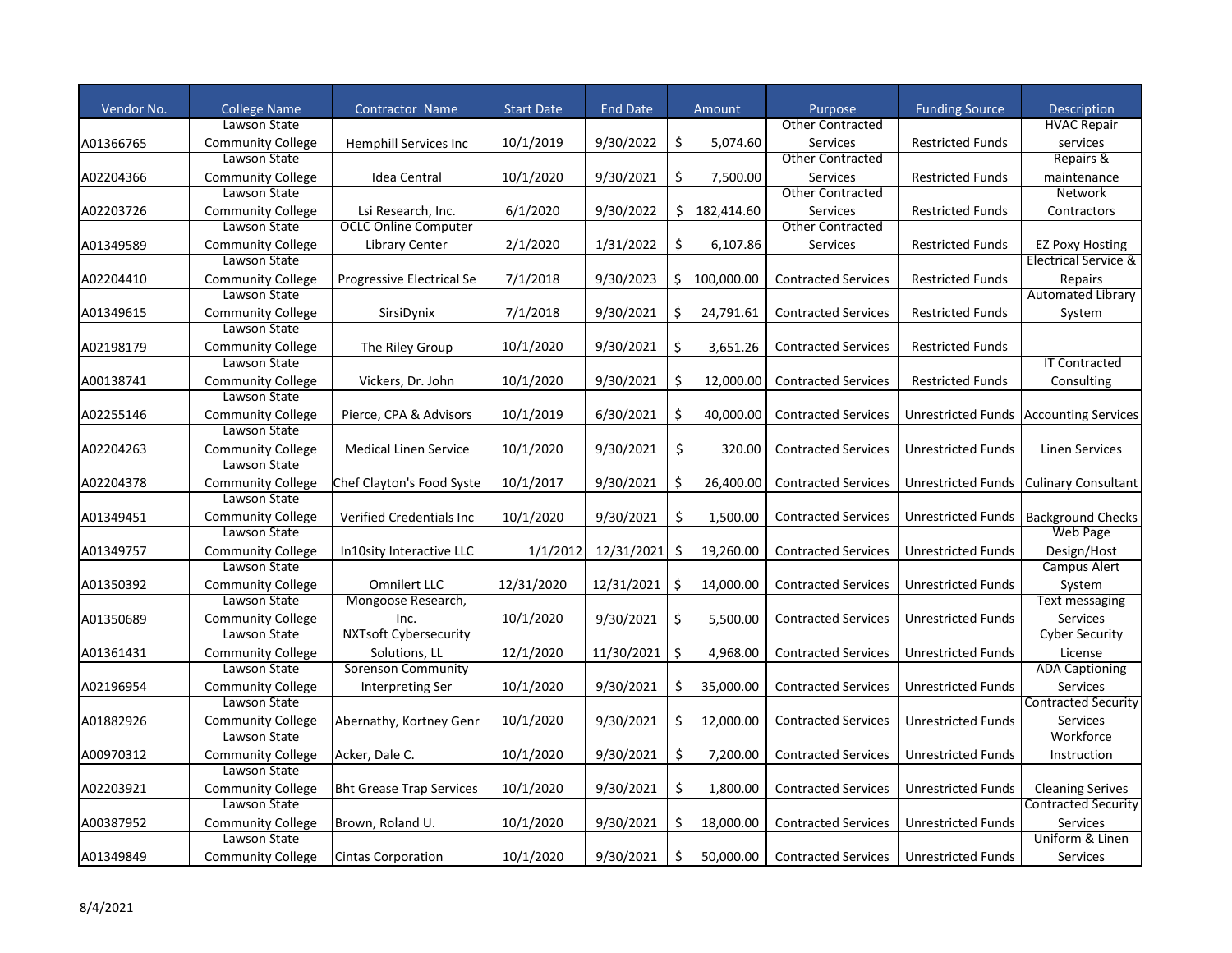| Vendor No. | College Name | Contractor Name | Start Date | End Date | Amount | Purpose | Funding Source | Description |
|---|---|---|---|---|---|---|---|---|
| A01366765 | Lawson State Community College | Hemphill Services Inc | 10/1/2019 | 9/30/2022 | $ 5,074.60 | Other Contracted Services | Restricted Funds | HVAC Repair services |
| A02204366 | Lawson State Community College | Idea Central | 10/1/2020 | 9/30/2021 | $ 7,500.00 | Other Contracted Services | Restricted Funds | Repairs & maintenance |
| A02203726 | Lawson State Community College | Lsi Research, Inc. | 6/1/2020 | 9/30/2022 | $ 182,414.60 | Other Contracted Services | Restricted Funds | Network Contractors |
| A01349589 | Lawson State Community College | OCLC Online Computer Library Center | 2/1/2020 | 1/31/2022 | $ 6,107.86 | Other Contracted Services | Restricted Funds | EZ Poxy Hosting |
| A02204410 | Lawson State Community College | Progressive Electrical Se | 7/1/2018 | 9/30/2023 | $ 100,000.00 | Contracted Services | Restricted Funds | Electrical Service & Repairs |
| A01349615 | Lawson State Community College | SirsiDynix | 7/1/2018 | 9/30/2021 | $ 24,791.61 | Contracted Services | Restricted Funds | Automated Library System |
| A02198179 | Lawson State Community College | The Riley Group | 10/1/2020 | 9/30/2021 | $ 3,651.26 | Contracted Services | Restricted Funds | |
| A00138741 | Lawson State Community College | Vickers, Dr. John | 10/1/2020 | 9/30/2021 | $ 12,000.00 | Contracted Services | Restricted Funds | IT Contracted Consulting |
| A02255146 | Lawson State Community College | Pierce, CPA & Advisors | 10/1/2019 | 6/30/2021 | $ 40,000.00 | Contracted Services | Unrestricted Funds | Accounting Services |
| A02204263 | Lawson State Community College | Medical Linen Service | 10/1/2020 | 9/30/2021 | $ 320.00 | Contracted Services | Unrestricted Funds | Linen Services |
| A02204378 | Lawson State Community College | Chef Clayton's Food Syste | 10/1/2017 | 9/30/2021 | $ 26,400.00 | Contracted Services | Unrestricted Funds | Culinary Consultant |
| A01349451 | Lawson State Community College | Verified Credentials Inc | 10/1/2020 | 9/30/2021 | $ 1,500.00 | Contracted Services | Unrestricted Funds | Background Checks |
| A01349757 | Lawson State Community College | In10sity Interactive LLC | 1/1/2012 | 12/31/2021 | $ 19,260.00 | Contracted Services | Unrestricted Funds | Web Page Design/Host |
| A01350392 | Lawson State Community College | Omnilert LLC | 12/31/2020 | 12/31/2021 | $ 14,000.00 | Contracted Services | Unrestricted Funds | Campus Alert System |
| A01350689 | Lawson State Community College | Mongoose Research, Inc. | 10/1/2020 | 9/30/2021 | $ 5,500.00 | Contracted Services | Unrestricted Funds | Text messaging Services |
| A01361431 | Lawson State Community College | NXTsoft Cybersecurity Solutions, LL | 12/1/2020 | 11/30/2021 | $ 4,968.00 | Contracted Services | Unrestricted Funds | Cyber Security License |
| A02196954 | Lawson State Community College | Sorenson Community Interpreting Ser | 10/1/2020 | 9/30/2021 | $ 35,000.00 | Contracted Services | Unrestricted Funds | ADA Captioning Services |
| A01882926 | Lawson State Community College | Abernathy, Kortney Genr | 10/1/2020 | 9/30/2021 | $ 12,000.00 | Contracted Services | Unrestricted Funds | Contracted Security Services |
| A00970312 | Lawson State Community College | Acker, Dale C. | 10/1/2020 | 9/30/2021 | $ 7,200.00 | Contracted Services | Unrestricted Funds | Workforce Instruction |
| A02203921 | Lawson State Community College | Bht Grease Trap Services | 10/1/2020 | 9/30/2021 | $ 1,800.00 | Contracted Services | Unrestricted Funds | Cleaning Serives |
| A00387952 | Lawson State Community College | Brown, Roland U. | 10/1/2020 | 9/30/2021 | $ 18,000.00 | Contracted Services | Unrestricted Funds | Contracted Security Services |
| A01349849 | Lawson State Community College | Cintas Corporation | 10/1/2020 | 9/30/2021 | $ 50,000.00 | Contracted Services | Unrestricted Funds | Uniform & Linen Services |

8/4/2021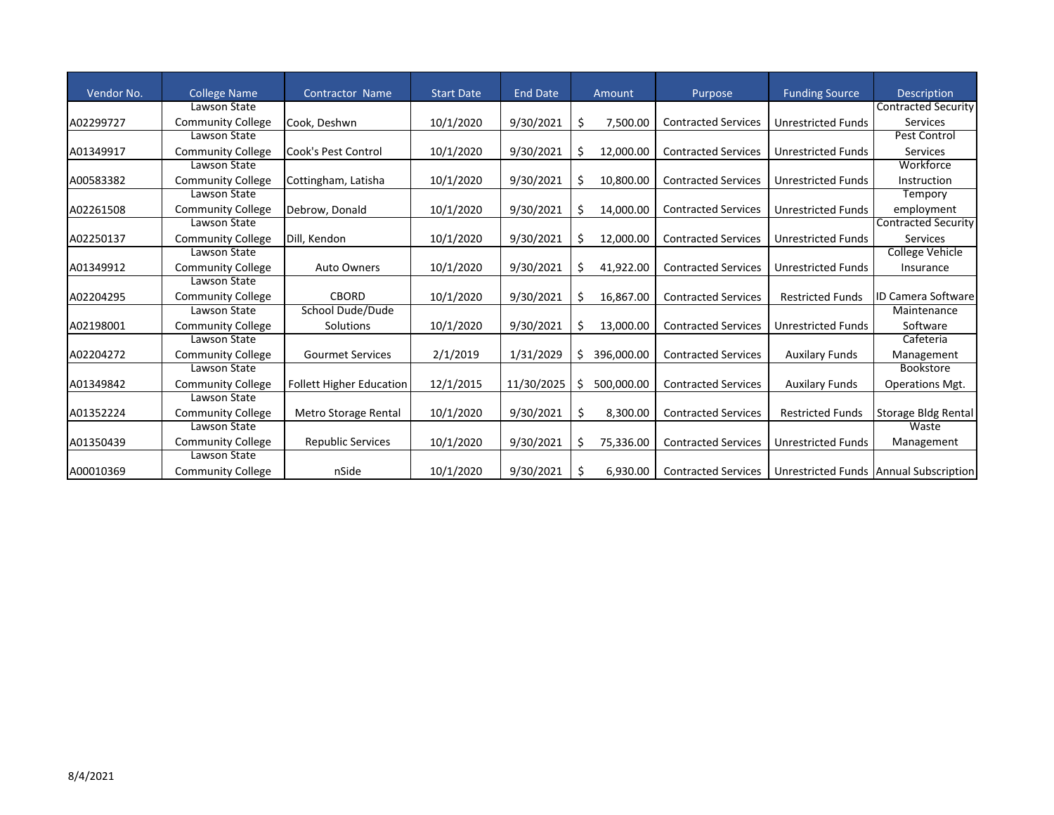| Vendor No. | College Name | Contractor Name | Start Date | End Date | Amount | Purpose | Funding Source | Description |
|---|---|---|---|---|---|---|---|---|
| A02299727 | Lawson State Community College | Cook, Deshwn | 10/1/2020 | 9/30/2021 | $ 7,500.00 | Contracted Services | Unrestricted Funds | Contracted Security Services |
| A01349917 | Lawson State Community College | Cook's Pest Control | 10/1/2020 | 9/30/2021 | $ 12,000.00 | Contracted Services | Unrestricted Funds | Pest Control Services |
| A00583382 | Lawson State Community College | Cottingham, Latisha | 10/1/2020 | 9/30/2021 | $ 10,800.00 | Contracted Services | Unrestricted Funds | Workforce Instruction |
| A02261508 | Lawson State Community College | Debrow, Donald | 10/1/2020 | 9/30/2021 | $ 14,000.00 | Contracted Services | Unrestricted Funds | Tempory employment |
| A02250137 | Lawson State Community College | Dill, Kendon | 10/1/2020 | 9/30/2021 | $ 12,000.00 | Contracted Services | Unrestricted Funds | Contracted Security Services |
| A01349912 | Lawson State Community College | Auto Owners | 10/1/2020 | 9/30/2021 | $ 41,922.00 | Contracted Services | Unrestricted Funds | College Vehicle Insurance |
| A02204295 | Lawson State Community College | CBORD | 10/1/2020 | 9/30/2021 | $ 16,867.00 | Contracted Services | Restricted Funds | ID Camera Software |
| A02198001 | Lawson State Community College | School Dude/Dude Solutions | 10/1/2020 | 9/30/2021 | $ 13,000.00 | Contracted Services | Unrestricted Funds | Maintenance Software |
| A02204272 | Lawson State Community College | Gourmet Services | 2/1/2019 | 1/31/2029 | $ 396,000.00 | Contracted Services | Auxilary Funds | Cafeteria Management |
| A01349842 | Lawson State Community College | Follett Higher Education | 12/1/2015 | 11/30/2025 | $ 500,000.00 | Contracted Services | Auxilary Funds | Bookstore Operations Mgt. |
| A01352224 | Lawson State Community College | Metro Storage Rental | 10/1/2020 | 9/30/2021 | $ 8,300.00 | Contracted Services | Restricted Funds | Storage Bldg Rental |
| A01350439 | Lawson State Community College | Republic Services | 10/1/2020 | 9/30/2021 | $ 75,336.00 | Contracted Services | Unrestricted Funds | Waste Management |
| A00010369 | Lawson State Community College | nSide | 10/1/2020 | 9/30/2021 | $ 6,930.00 | Contracted Services | Unrestricted Funds | Annual Subscription |

8/4/2021